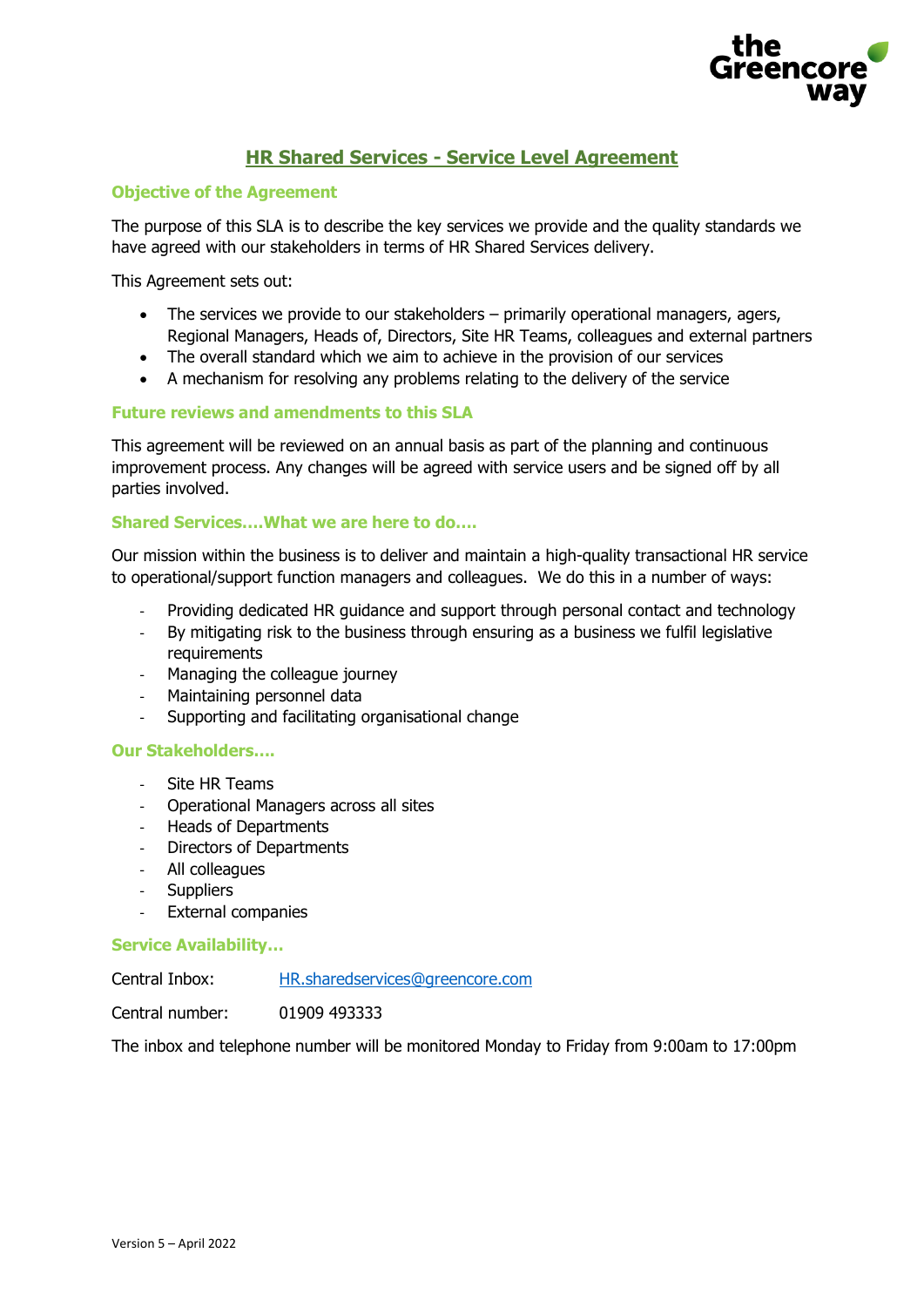# HR Shared Services - Service Level Agreement

## Objective of the Agreement

The purpose of this SLA is to describe the key services we provide and the quality standards we have agreed with our stakeholders in terms of HR Shared Services delivery.

This Agreement sets out:

- The services we provide to our stakeholders – primarily operational managers, agers, Regional Managers, Heads of, Directors, Site HR Teams, colleagues and external partners
- The overall standard which we aim to achieve in the provision of our services
- A mechanism for resolving any problems relating to the delivery of the service

## Future reviews and amendments to this SLA

This agreement will be reviewed on an annual basis as part of the planning and continuous improvement process. Any changes will be agreed with service users and be signed off by all parties involved.

## Shared Services….What we are here to do….

Our mission within the business is to deliver and maintain a high-quality transactional HR service to operational/support function managers and colleagues. We do this in a number of ways:

- Providing dedicated HR guidance and support through personal contact and technology
- By mitigating risk to the business through ensuring as a business we fulfil legislative requirements
- Managing the colleague journey
- Maintaining personnel data
- Supporting and facilitating organisational change

## Our Stakeholders….

- Site HR Teams
- Operational Managers across all sites
- Heads of Departments
- Directors of Departments
- All colleagues
- Suppliers
- External companies

## Service Availability…

Central Inbox: HR.sharedservices@greencore.com

Central number: 01909 493333

The inbox and telephone number will be monitored Monday to Friday from 9:00am to 17:00pm

Version 5 – April 2022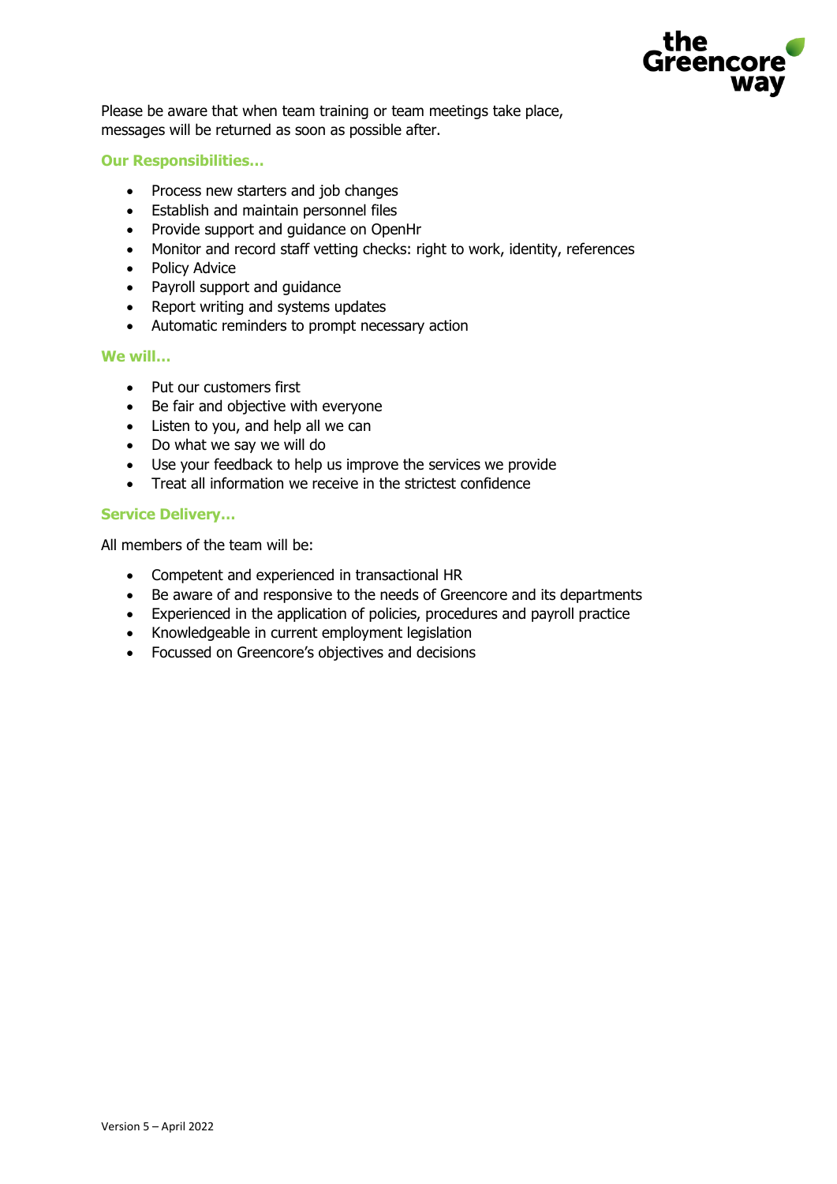Please be aware that when team training or team meetings take place, messages will be returned as soon as possible after.

### Our Responsibilities…

- Process new starters and job changes
- Establish and maintain personnel files
- Provide support and guidance on OpenHr
- Monitor and record staff vetting checks: right to work, identity, references
- Policy Advice
- Payroll support and guidance
- Report writing and systems updates
- Automatic reminders to prompt necessary action

### We will…

- Put our customers first
- Be fair and objective with everyone
- Listen to you, and help all we can
- Do what we say we will do
- Use your feedback to help us improve the services we provide
- Treat all information we receive in the strictest confidence

### Service Delivery…

All members of the team will be:

- Competent and experienced in transactional HR
- Be aware of and responsive to the needs of Greencore and its departments
- Experienced in the application of policies, procedures and payroll practice
- Knowledgeable in current employment legislation
- Focussed on Greencore's objectives and decisions

Version 5 – April 2022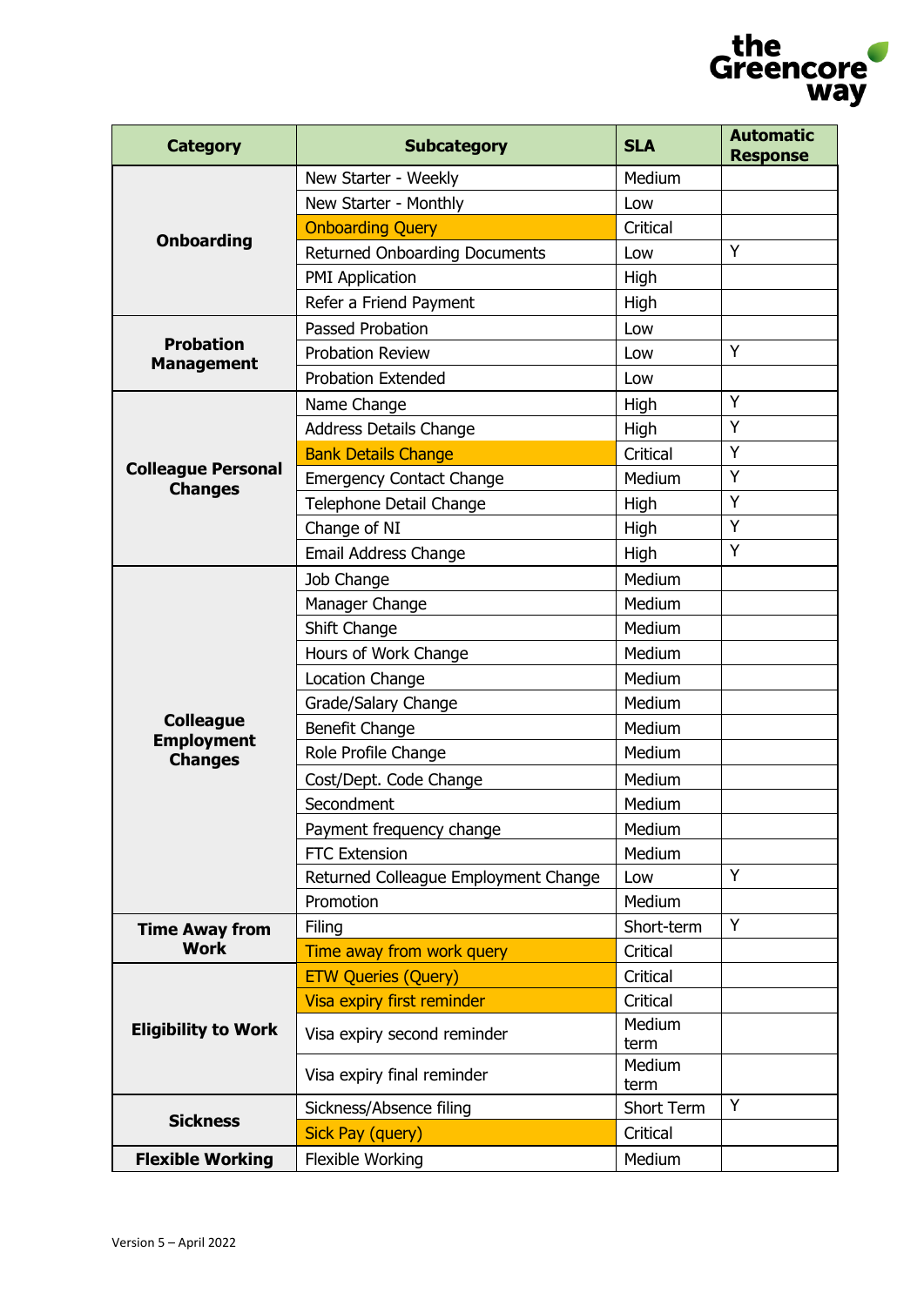| Category | Subcategory | SLA | Automatic Response |
|---|---|---|---|
| **Onboarding** | New Starter - Weekly | Medium | |
| | New Starter - Monthly | Low | |
| | Onboarding Query | Critical | |
| | Returned Onboarding Documents | Low | Y |
| | PMI Application | High | |
| | Refer a Friend Payment | High | |
| **Probation Management** | Passed Probation | Low | |
| | Probation Review | Low | Y |
| | Probation Extended | Low | |
| **Colleague Personal Changes** | Name Change | High | Y |
| | Address Details Change | High | Y |
| | Bank Details Change | Critical | Y |
| | Emergency Contact Change | Medium | Y |
| | Telephone Detail Change | High | Y |
| | Change of NI | High | Y |
| | Email Address Change | High | Y |
| **Colleague Employment Changes** | Job Change | Medium | |
| | Manager Change | Medium | |
| | Shift Change | Medium | |
| | Hours of Work Change | Medium | |
| | Location Change | Medium | |
| | Grade/Salary Change | Medium | |
| | Benefit Change | Medium | |
| | Role Profile Change | Medium | |
| | Cost/Dept. Code Change | Medium | |
| | Secondment | Medium | |
| | Payment frequency change | Medium | |
| | FTC Extension | Medium | |
| | Returned Colleague Employment Change | Low | Y |
| | Promotion | Medium | |
| **Time Away from Work** | Filing | Short-term | Y |
| | Time away from work query | Critical | |
| **Eligibility to Work** | ETW Queries (Query) | Critical | |
| | Visa expiry first reminder | Critical | |
| | Visa expiry second reminder | Medium term | |
| | Visa expiry final reminder | Medium term | |
| **Sickness** | Sickness/Absence filing | Short Term | Y |
| | Sick Pay (query) | Critical | |
| **Flexible Working** | Flexible Working | Medium | |

Version 5 – April 2022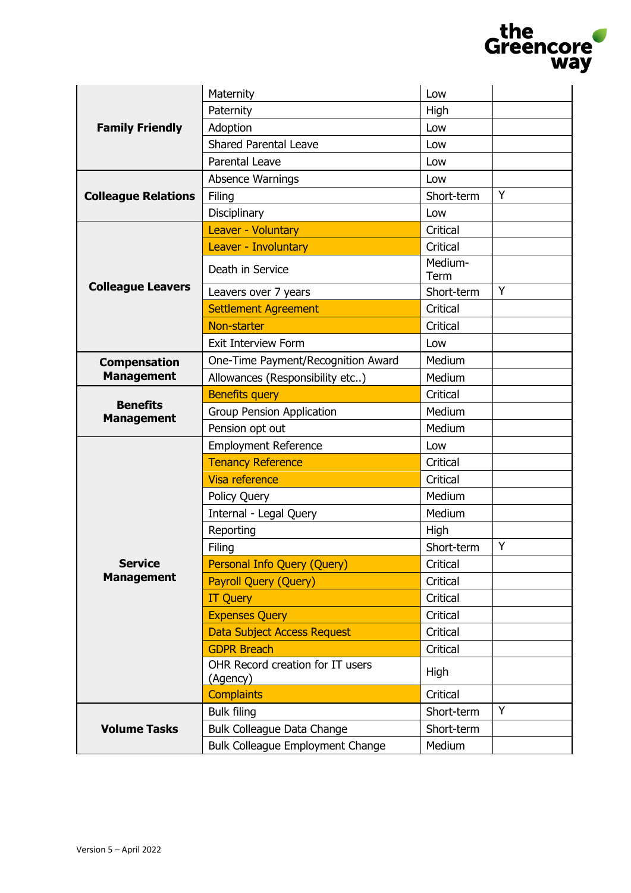| | | | |
|---|---|---|---|
| **Family Friendly** | Maternity | Low | |
| | Paternity | High | |
| | Adoption | Low | |
| | Shared Parental Leave | Low | |
| | Parental Leave | Low | |
| **Colleague Relations** | Absence Warnings | Low | |
| | Filing | Short-term | Y |
| | Disciplinary | Low | |
| **Colleague Leavers** | Leaver - Voluntary | Critical | |
| | Leaver - Involuntary | Critical | |
| | Death in Service | Medium-Term | |
| | Leavers over 7 years | Short-term | Y |
| | Settlement Agreement | Critical | |
| | Non-starter | Critical | |
| | Exit Interview Form | Low | |
| **Compensation Management** | One-Time Payment/Recognition Award | Medium | |
| | Allowances (Responsibility etc..) | Medium | |
| **Benefits Management** | Benefits query | Critical | |
| | Group Pension Application | Medium | |
| | Pension opt out | Medium | |
| **Service Management** | Employment Reference | Low | |
| | Tenancy Reference | Critical | |
| | Visa reference | Critical | |
| | Policy Query | Medium | |
| | Internal - Legal Query | Medium | |
| | Reporting | High | |
| | Filing | Short-term | Y |
| | Personal Info Query (Query) | Critical | |
| | Payroll Query (Query) | Critical | |
| | IT Query | Critical | |
| | Expenses Query | Critical | |
| | Data Subject Access Request | Critical | |
| | GDPR Breach | Critical | |
| | OHR Record creation for IT users (Agency) | High | |
| | Complaints | Critical | |
| **Volume Tasks** | Bulk filing | Short-term | Y |
| | Bulk Colleague Data Change | Short-term | |
| | Bulk Colleague Employment Change | Medium | |

Version 5 – April 2022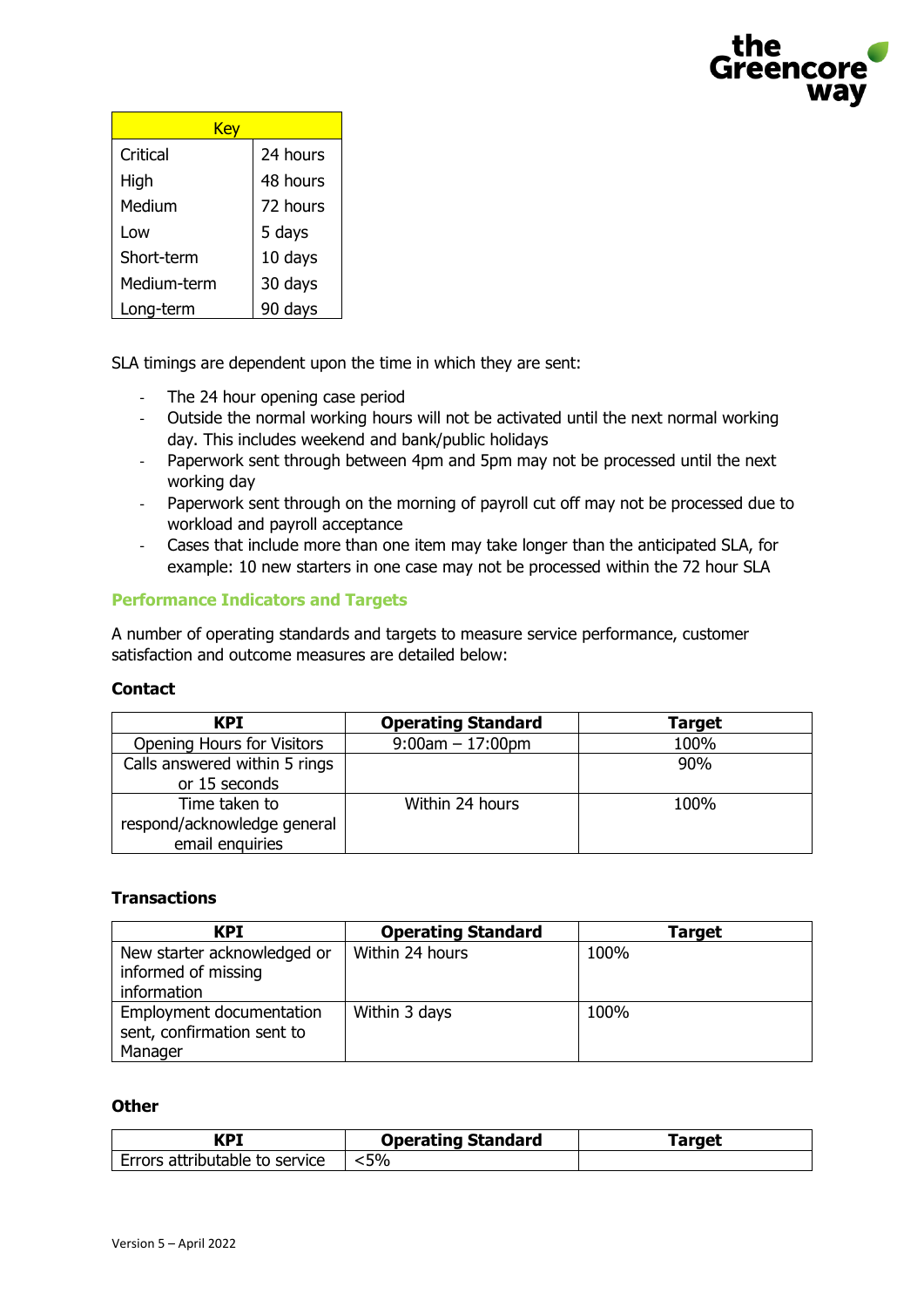| Key | |
|---|---|
| Critical | 24 hours |
| High | 48 hours |
| Medium | 72 hours |
| Low | 5 days |
| Short-term | 10 days |
| Medium-term | 30 days |
| Long-term | 90 days |

SLA timings are dependent upon the time in which they are sent:

- The 24 hour opening case period
- Outside the normal working hours will not be activated until the next normal working day. This includes weekend and bank/public holidays
- Paperwork sent through between 4pm and 5pm may not be processed until the next working day
- Paperwork sent through on the morning of payroll cut off may not be processed due to workload and payroll acceptance
- Cases that include more than one item may take longer than the anticipated SLA, for example: 10 new starters in one case may not be processed within the 72 hour SLA

## Performance Indicators and Targets

A number of operating standards and targets to measure service performance, customer satisfaction and outcome measures are detailed below:

**Contact**

| KPI | Operating Standard | Target |
|---|---|---|
| Opening Hours for Visitors | 9:00am – 17:00pm | 100% |
| Calls answered within 5 rings or 15 seconds | | 90% |
| Time taken to respond/acknowledge general email enquiries | Within 24 hours | 100% |

**Transactions**

| KPI | Operating Standard | Target |
|---|---|---|
| New starter acknowledged or informed of missing information | Within 24 hours | 100% |
| Employment documentation sent, confirmation sent to Manager | Within 3 days | 100% |

**Other**

| KPI | Operating Standard | Target |
|---|---|---|
| Errors attributable to service | <5% | |

Version 5 – April 2022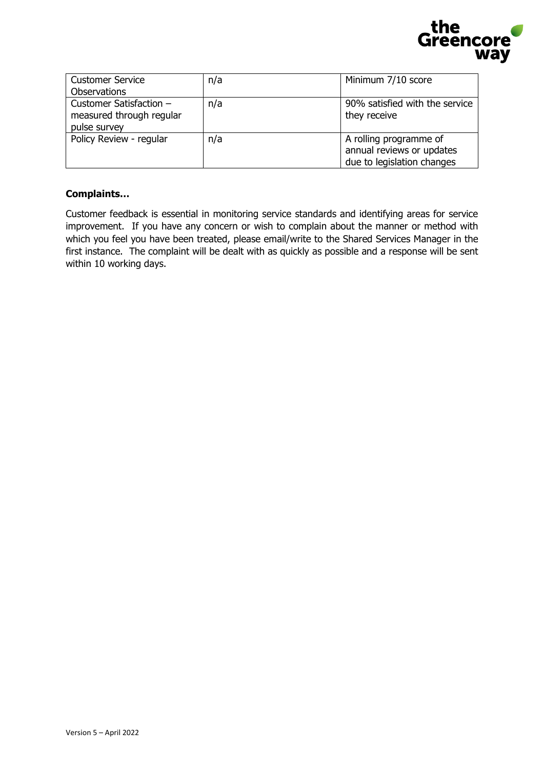| | | |
|---|---|---|
| Customer Service Observations | n/a | Minimum 7/10 score |
| Customer Satisfaction – measured through regular pulse survey | n/a | 90% satisfied with the service they receive |
| Policy Review - regular | n/a | A rolling programme of annual reviews or updates due to legislation changes |

**Complaints…**

Customer feedback is essential in monitoring service standards and identifying areas for service improvement. If you have any concern or wish to complain about the manner or method with which you feel you have been treated, please email/write to the Shared Services Manager in the first instance. The complaint will be dealt with as quickly as possible and a response will be sent within 10 working days.